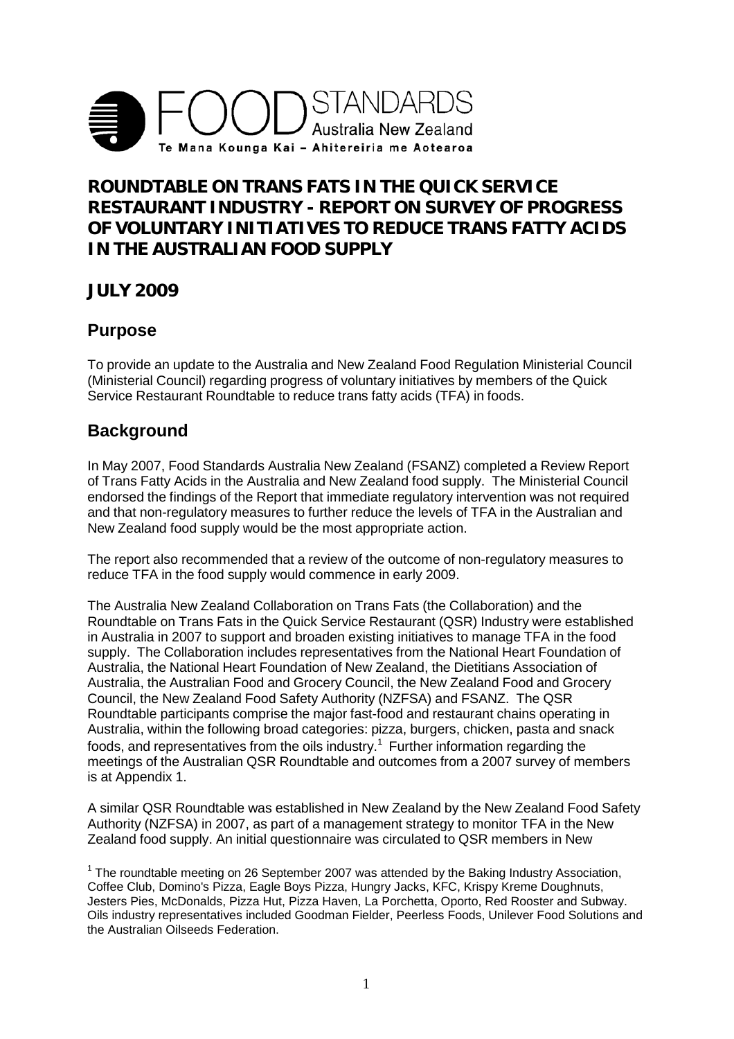FOOD STANDARDS Australia New Zealand

Te Mana Kounga Kai – Ahitereiria me Aotearoa

# ROUNDTABLE ON TRANS FATS IN THE QUICK SERVICE RESTAURANT INDUSTRY - REPORT ON SURVEY OF PROGRESS OF VOLUNTARY INITIATIVES TO REDUCE TRANS FATTY ACIDS IN THE AUSTRALIAN FOOD SUPPLY

## JULY 2009

## Purpose

To provide an update to the Australia and New Zealand Food Regulation Ministerial Council (Ministerial Council) regarding progress of voluntary initiatives by members of the Quick Service Restaurant Roundtable to reduce trans fatty acids (TFA) in foods.

## Background

In May 2007, Food Standards Australia New Zealand (FSANZ) completed a Review Report of Trans Fatty Acids in the Australia and New Zealand food supply. The Ministerial Council endorsed the findings of the Report that immediate regulatory intervention was not required and that non-regulatory measures to further reduce the levels of TFA in the Australian and New Zealand food supply would be the most appropriate action.

The report also recommended that a review of the outcome of non-regulatory measures to reduce TFA in the food supply would commence in early 2009.

The Australia New Zealand Collaboration on Trans Fats (the Collaboration) and the Roundtable on Trans Fats in the Quick Service Restaurant (QSR) Industry were established in Australia in 2007 to support and broaden existing initiatives to manage TFA in the food supply. The Collaboration includes representatives from the National Heart Foundation of Australia, the National Heart Foundation of New Zealand, the Dietitians Association of Australia, the Australian Food and Grocery Council, the New Zealand Food and Grocery Council, the New Zealand Food Safety Authority (NZFSA) and FSANZ. The QSR Roundtable participants comprise the major fast-food and restaurant chains operating in Australia, within the following broad categories: pizza, burgers, chicken, pasta and snack foods, and representatives from the oils industry.[1] Further information regarding the meetings of the Australian QSR Roundtable and outcomes from a 2007 survey of members is at Appendix 1.

A similar QSR Roundtable was established in New Zealand by the New Zealand Food Safety Authority (NZFSA) in 2007, as part of a management strategy to monitor TFA in the New Zealand food supply. An initial questionnaire was circulated to QSR members in New

[1] The roundtable meeting on 26 September 2007 was attended by the Baking Industry Association, Coffee Club, Domino's Pizza, Eagle Boys Pizza, Hungry Jacks, KFC, Krispy Kreme Doughnuts, Jesters Pies, McDonalds, Pizza Hut, Pizza Haven, La Porchetta, Oporto, Red Rooster and Subway. Oils industry representatives included Goodman Fielder, Peerless Foods, Unilever Food Solutions and the Australian Oilseeds Federation.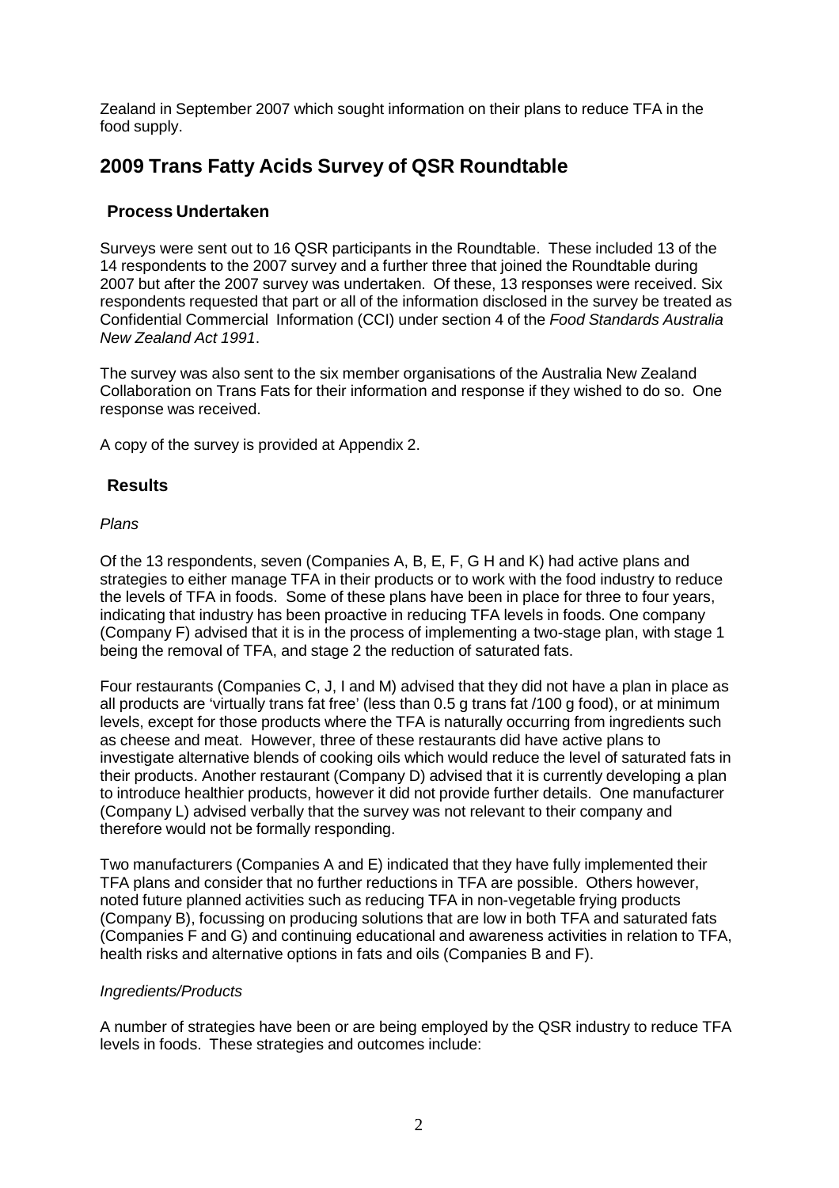Zealand in September 2007 which sought information on their plans to reduce TFA in the food supply.

## 2009 Trans Fatty Acids Survey of QSR Roundtable

### Process Undertaken

Surveys were sent out to 16 QSR participants in the Roundtable. These included 13 of the 14 respondents to the 2007 survey and a further three that joined the Roundtable during 2007 but after the 2007 survey was undertaken. Of these, 13 responses were received. Six respondents requested that part or all of the information disclosed in the survey be treated as Confidential Commercial Information (CCI) under section 4 of the *Food Standards Australia New Zealand Act 1991*.

The survey was also sent to the six member organisations of the Australia New Zealand Collaboration on Trans Fats for their information and response if they wished to do so. One response was received.

A copy of the survey is provided at Appendix 2.

### Results

*Plans*

Of the 13 respondents, seven (Companies A, B, E, F, G H and K) had active plans and strategies to either manage TFA in their products or to work with the food industry to reduce the levels of TFA in foods. Some of these plans have been in place for three to four years, indicating that industry has been proactive in reducing TFA levels in foods. One company (Company F) advised that it is in the process of implementing a two-stage plan, with stage 1 being the removal of TFA, and stage 2 the reduction of saturated fats.

Four restaurants (Companies C, J, I and M) advised that they did not have a plan in place as all products are 'virtually trans fat free' (less than 0.5 g trans fat /100 g food), or at minimum levels, except for those products where the TFA is naturally occurring from ingredients such as cheese and meat. However, three of these restaurants did have active plans to investigate alternative blends of cooking oils which would reduce the level of saturated fats in their products. Another restaurant (Company D) advised that it is currently developing a plan to introduce healthier products, however it did not provide further details. One manufacturer (Company L) advised verbally that the survey was not relevant to their company and therefore would not be formally responding.

Two manufacturers (Companies A and E) indicated that they have fully implemented their TFA plans and consider that no further reductions in TFA are possible. Others however, noted future planned activities such as reducing TFA in non-vegetable frying products (Company B), focussing on producing solutions that are low in both TFA and saturated fats (Companies F and G) and continuing educational and awareness activities in relation to TFA, health risks and alternative options in fats and oils (Companies B and F).

*Ingredients/Products*

A number of strategies have been or are being employed by the QSR industry to reduce TFA levels in foods. These strategies and outcomes include: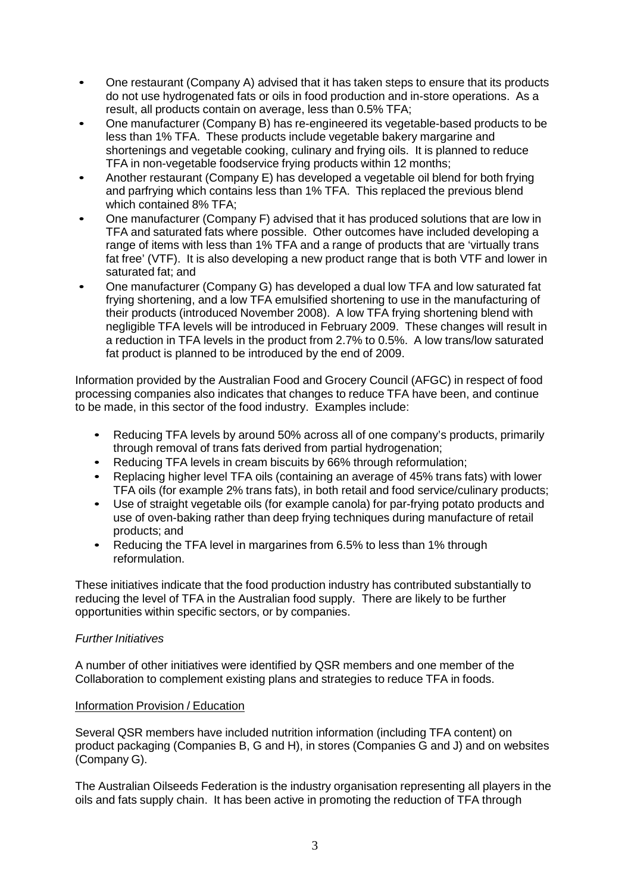- One restaurant (Company A) advised that it has taken steps to ensure that its products do not use hydrogenated fats or oils in food production and in-store operations. As a result, all products contain on average, less than 0.5% TFA;
- One manufacturer (Company B) has re-engineered its vegetable-based products to be less than 1% TFA. These products include vegetable bakery margarine and shortenings and vegetable cooking, culinary and frying oils. It is planned to reduce TFA in non-vegetable foodservice frying products within 12 months;
- Another restaurant (Company E) has developed a vegetable oil blend for both frying and parfrying which contains less than 1% TFA. This replaced the previous blend which contained 8% TFA;
- One manufacturer (Company F) advised that it has produced solutions that are low in TFA and saturated fats where possible. Other outcomes have included developing a range of items with less than 1% TFA and a range of products that are 'virtually trans fat free' (VTF). It is also developing a new product range that is both VTF and lower in saturated fat; and
- One manufacturer (Company G) has developed a dual low TFA and low saturated fat frying shortening, and a low TFA emulsified shortening to use in the manufacturing of their products (introduced November 2008). A low TFA frying shortening blend with negligible TFA levels will be introduced in February 2009. These changes will result in a reduction in TFA levels in the product from 2.7% to 0.5%. A low trans/low saturated fat product is planned to be introduced by the end of 2009.

Information provided by the Australian Food and Grocery Council (AFGC) in respect of food processing companies also indicates that changes to reduce TFA have been, and continue to be made, in this sector of the food industry. Examples include:

- Reducing TFA levels by around 50% across all of one company's products, primarily through removal of trans fats derived from partial hydrogenation;
- Reducing TFA levels in cream biscuits by 66% through reformulation;
- Replacing higher level TFA oils (containing an average of 45% trans fats) with lower TFA oils (for example 2% trans fats), in both retail and food service/culinary products;
- Use of straight vegetable oils (for example canola) for par-frying potato products and use of oven-baking rather than deep frying techniques during manufacture of retail products; and
- Reducing the TFA level in margarines from 6.5% to less than 1% through reformulation.

These initiatives indicate that the food production industry has contributed substantially to reducing the level of TFA in the Australian food supply. There are likely to be further opportunities within specific sectors, or by companies.

*Further Initiatives*

A number of other initiatives were identified by QSR members and one member of the Collaboration to complement existing plans and strategies to reduce TFA in foods.

<u>Information Provision / Education</u>

Several QSR members have included nutrition information (including TFA content) on product packaging (Companies B, G and H), in stores (Companies G and J) and on websites (Company G).

The Australian Oilseeds Federation is the industry organisation representing all players in the oils and fats supply chain. It has been active in promoting the reduction of TFA through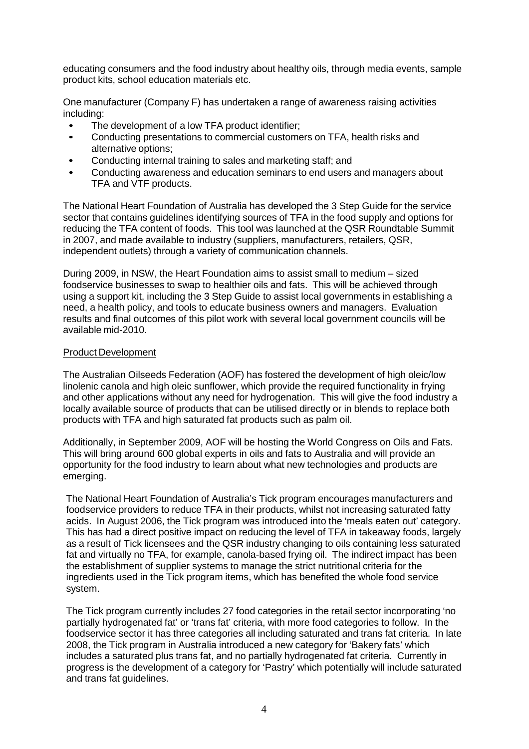educating consumers and the food industry about healthy oils, through media events, sample product kits, school education materials etc.

One manufacturer (Company F) has undertaken a range of awareness raising activities including:

- The development of a low TFA product identifier;
- Conducting presentations to commercial customers on TFA, health risks and alternative options;
- Conducting internal training to sales and marketing staff; and
- Conducting awareness and education seminars to end users and managers about TFA and VTF products.

The National Heart Foundation of Australia has developed the 3 Step Guide for the service sector that contains guidelines identifying sources of TFA in the food supply and options for reducing the TFA content of foods. This tool was launched at the QSR Roundtable Summit in 2007, and made available to industry (suppliers, manufacturers, retailers, QSR, independent outlets) through a variety of communication channels.

During 2009, in NSW, the Heart Foundation aims to assist small to medium – sized foodservice businesses to swap to healthier oils and fats. This will be achieved through using a support kit, including the 3 Step Guide to assist local governments in establishing a need, a health policy, and tools to educate business owners and managers. Evaluation results and final outcomes of this pilot work with several local government councils will be available mid-2010.

<u>Product Development</u>

The Australian Oilseeds Federation (AOF) has fostered the development of high oleic/low linolenic canola and high oleic sunflower, which provide the required functionality in frying and other applications without any need for hydrogenation. This will give the food industry a locally available source of products that can be utilised directly or in blends to replace both products with TFA and high saturated fat products such as palm oil.

Additionally, in September 2009, AOF will be hosting the World Congress on Oils and Fats. This will bring around 600 global experts in oils and fats to Australia and will provide an opportunity for the food industry to learn about what new technologies and products are emerging.

The National Heart Foundation of Australia's Tick program encourages manufacturers and foodservice providers to reduce TFA in their products, whilst not increasing saturated fatty acids. In August 2006, the Tick program was introduced into the 'meals eaten out' category. This has had a direct positive impact on reducing the level of TFA in takeaway foods, largely as a result of Tick licensees and the QSR industry changing to oils containing less saturated fat and virtually no TFA, for example, canola-based frying oil. The indirect impact has been the establishment of supplier systems to manage the strict nutritional criteria for the ingredients used in the Tick program items, which has benefited the whole food service system.

The Tick program currently includes 27 food categories in the retail sector incorporating 'no partially hydrogenated fat' or 'trans fat' criteria, with more food categories to follow. In the foodservice sector it has three categories all including saturated and trans fat criteria. In late 2008, the Tick program in Australia introduced a new category for 'Bakery fats' which includes a saturated plus trans fat, and no partially hydrogenated fat criteria. Currently in progress is the development of a category for 'Pastry' which potentially will include saturated and trans fat guidelines.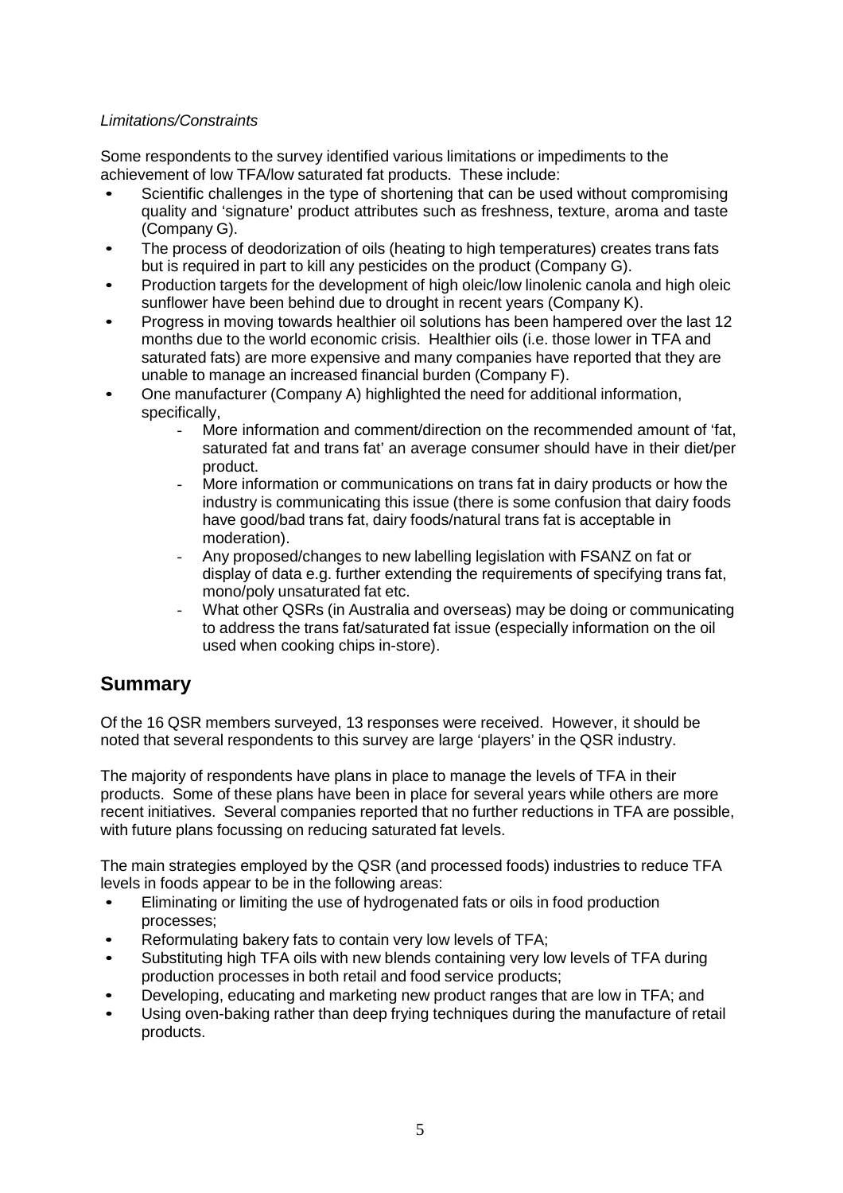*Limitations/Constraints*

Some respondents to the survey identified various limitations or impediments to the achievement of low TFA/low saturated fat products. These include:

- Scientific challenges in the type of shortening that can be used without compromising quality and 'signature' product attributes such as freshness, texture, aroma and taste (Company G).
- The process of deodorization of oils (heating to high temperatures) creates trans fats but is required in part to kill any pesticides on the product (Company G).
- Production targets for the development of high oleic/low linolenic canola and high oleic sunflower have been behind due to drought in recent years (Company K).
- Progress in moving towards healthier oil solutions has been hampered over the last 12 months due to the world economic crisis. Healthier oils (i.e. those lower in TFA and saturated fats) are more expensive and many companies have reported that they are unable to manage an increased financial burden (Company F).
- One manufacturer (Company A) highlighted the need for additional information, specifically,
  - More information and comment/direction on the recommended amount of 'fat, saturated fat and trans fat' an average consumer should have in their diet/per product.
  - More information or communications on trans fat in dairy products or how the industry is communicating this issue (there is some confusion that dairy foods have good/bad trans fat, dairy foods/natural trans fat is acceptable in moderation).
  - Any proposed/changes to new labelling legislation with FSANZ on fat or display of data e.g. further extending the requirements of specifying trans fat, mono/poly unsaturated fat etc.
  - What other QSRs (in Australia and overseas) may be doing or communicating to address the trans fat/saturated fat issue (especially information on the oil used when cooking chips in-store).

## Summary

Of the 16 QSR members surveyed, 13 responses were received. However, it should be noted that several respondents to this survey are large 'players' in the QSR industry.

The majority of respondents have plans in place to manage the levels of TFA in their products. Some of these plans have been in place for several years while others are more recent initiatives. Several companies reported that no further reductions in TFA are possible, with future plans focussing on reducing saturated fat levels.

The main strategies employed by the QSR (and processed foods) industries to reduce TFA levels in foods appear to be in the following areas:

- Eliminating or limiting the use of hydrogenated fats or oils in food production processes;
- Reformulating bakery fats to contain very low levels of TFA;
- Substituting high TFA oils with new blends containing very low levels of TFA during production processes in both retail and food service products;
- Developing, educating and marketing new product ranges that are low in TFA; and
- Using oven-baking rather than deep frying techniques during the manufacture of retail products.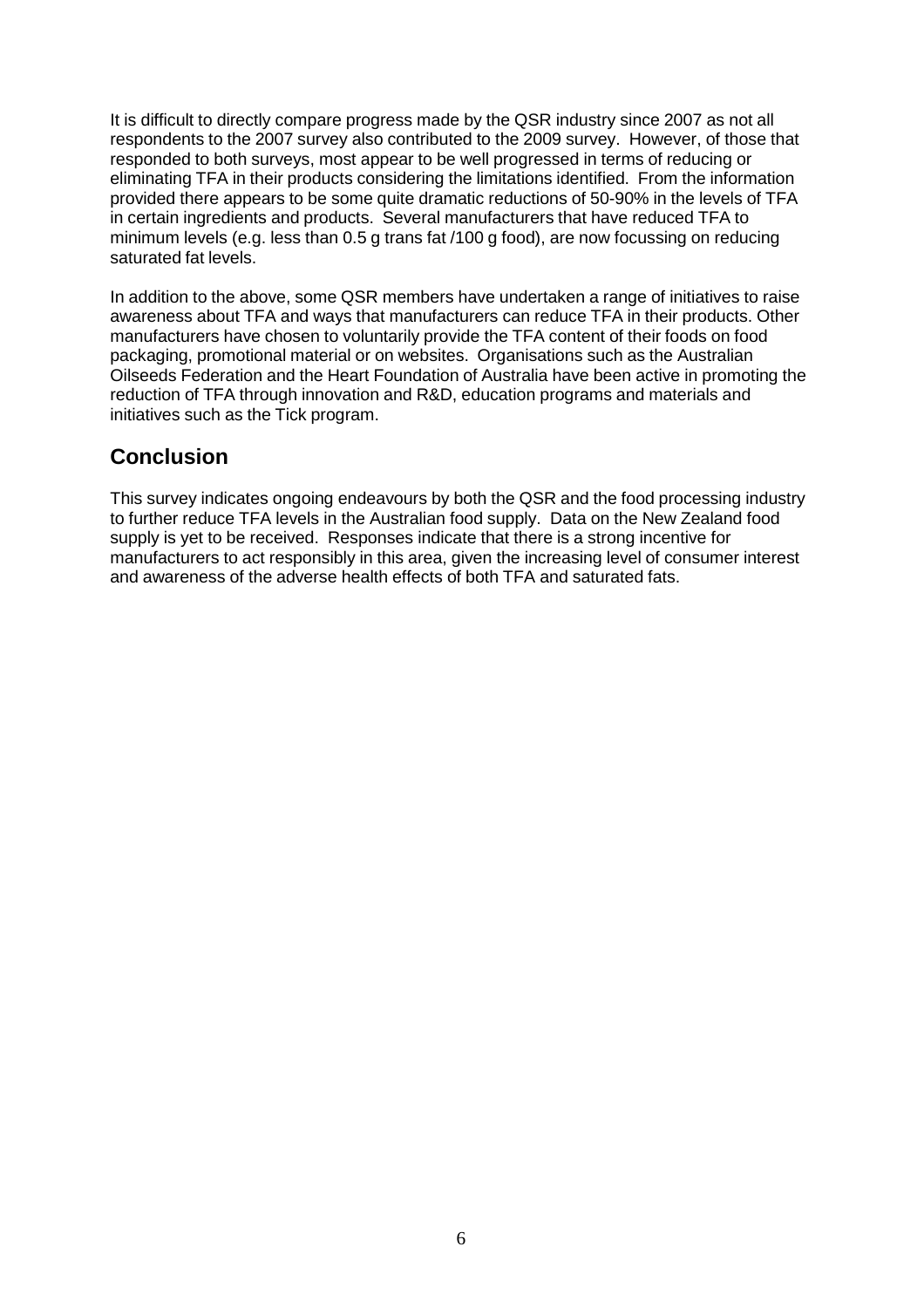It is difficult to directly compare progress made by the QSR industry since 2007 as not all respondents to the 2007 survey also contributed to the 2009 survey. However, of those that responded to both surveys, most appear to be well progressed in terms of reducing or eliminating TFA in their products considering the limitations identified. From the information provided there appears to be some quite dramatic reductions of 50-90% in the levels of TFA in certain ingredients and products. Several manufacturers that have reduced TFA to minimum levels (e.g. less than 0.5 g trans fat /100 g food), are now focussing on reducing saturated fat levels.

In addition to the above, some QSR members have undertaken a range of initiatives to raise awareness about TFA and ways that manufacturers can reduce TFA in their products. Other manufacturers have chosen to voluntarily provide the TFA content of their foods on food packaging, promotional material or on websites. Organisations such as the Australian Oilseeds Federation and the Heart Foundation of Australia have been active in promoting the reduction of TFA through innovation and R&D, education programs and materials and initiatives such as the Tick program.

## Conclusion

This survey indicates ongoing endeavours by both the QSR and the food processing industry to further reduce TFA levels in the Australian food supply. Data on the New Zealand food supply is yet to be received. Responses indicate that there is a strong incentive for manufacturers to act responsibly in this area, given the increasing level of consumer interest and awareness of the adverse health effects of both TFA and saturated fats.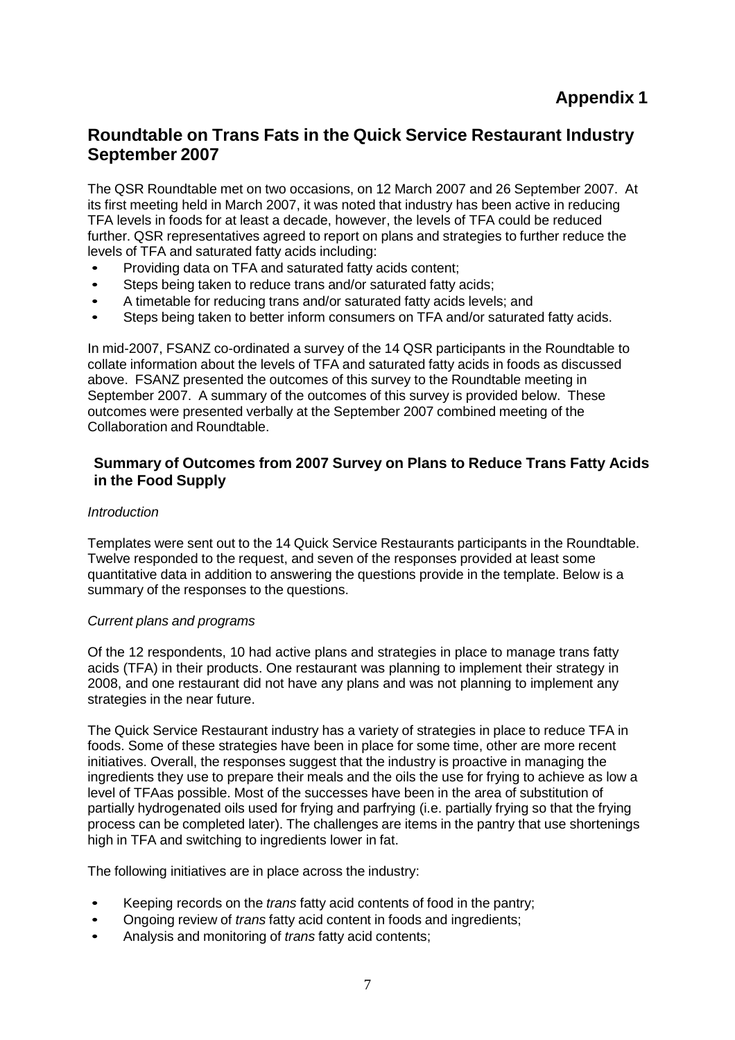# Appendix 1

## Roundtable on Trans Fats in the Quick Service Restaurant Industry September 2007

The QSR Roundtable met on two occasions, on 12 March 2007 and 26 September 2007. At its first meeting held in March 2007, it was noted that industry has been active in reducing TFA levels in foods for at least a decade, however, the levels of TFA could be reduced further. QSR representatives agreed to report on plans and strategies to further reduce the levels of TFA and saturated fatty acids including:

- Providing data on TFA and saturated fatty acids content;
- Steps being taken to reduce trans and/or saturated fatty acids;
- A timetable for reducing trans and/or saturated fatty acids levels; and
- Steps being taken to better inform consumers on TFA and/or saturated fatty acids.

In mid-2007, FSANZ co-ordinated a survey of the 14 QSR participants in the Roundtable to collate information about the levels of TFA and saturated fatty acids in foods as discussed above. FSANZ presented the outcomes of this survey to the Roundtable meeting in September 2007. A summary of the outcomes of this survey is provided below. These outcomes were presented verbally at the September 2007 combined meeting of the Collaboration and Roundtable.

### Summary of Outcomes from 2007 Survey on Plans to Reduce Trans Fatty Acids in the Food Supply

*Introduction*

Templates were sent out to the 14 Quick Service Restaurants participants in the Roundtable. Twelve responded to the request, and seven of the responses provided at least some quantitative data in addition to answering the questions provide in the template. Below is a summary of the responses to the questions.

*Current plans and programs*

Of the 12 respondents, 10 had active plans and strategies in place to manage trans fatty acids (TFA) in their products. One restaurant was planning to implement their strategy in 2008, and one restaurant did not have any plans and was not planning to implement any strategies in the near future.

The Quick Service Restaurant industry has a variety of strategies in place to reduce TFA in foods. Some of these strategies have been in place for some time, other are more recent initiatives. Overall, the responses suggest that the industry is proactive in managing the ingredients they use to prepare their meals and the oils the use for frying to achieve as low a level of TFAas possible. Most of the successes have been in the area of substitution of partially hydrogenated oils used for frying and parfrying (i.e. partially frying so that the frying process can be completed later). The challenges are items in the pantry that use shortenings high in TFA and switching to ingredients lower in fat.

The following initiatives are in place across the industry:

- Keeping records on the *trans* fatty acid contents of food in the pantry;
- Ongoing review of *trans* fatty acid content in foods and ingredients;
- Analysis and monitoring of *trans* fatty acid contents;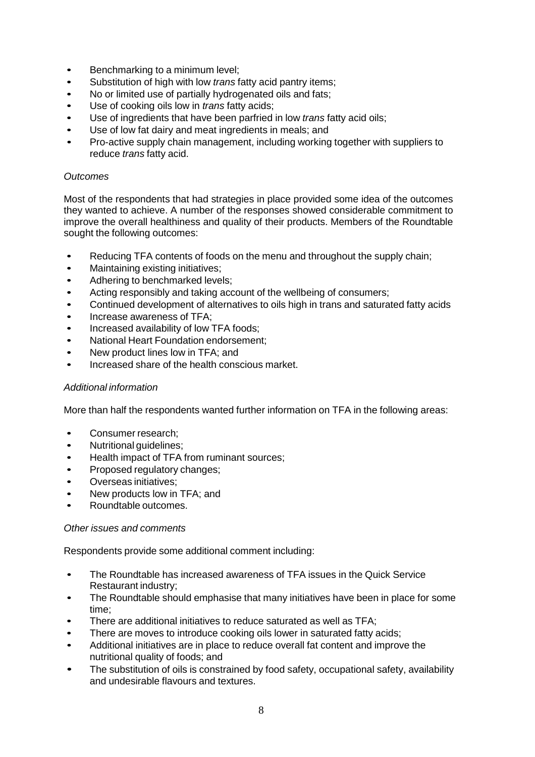- Benchmarking to a minimum level;
- Substitution of high with low *trans* fatty acid pantry items;
- No or limited use of partially hydrogenated oils and fats;
- Use of cooking oils low in *trans* fatty acids;
- Use of ingredients that have been parfried in low *trans* fatty acid oils;
- Use of low fat dairy and meat ingredients in meals; and
- Pro-active supply chain management, including working together with suppliers to reduce *trans* fatty acid.

*Outcomes*

Most of the respondents that had strategies in place provided some idea of the outcomes they wanted to achieve. A number of the responses showed considerable commitment to improve the overall healthiness and quality of their products. Members of the Roundtable sought the following outcomes:

- Reducing TFA contents of foods on the menu and throughout the supply chain;
- Maintaining existing initiatives;
- Adhering to benchmarked levels;
- Acting responsibly and taking account of the wellbeing of consumers;
- Continued development of alternatives to oils high in trans and saturated fatty acids
- Increase awareness of TFA;
- Increased availability of low TFA foods;
- National Heart Foundation endorsement;
- New product lines low in TFA; and
- Increased share of the health conscious market.

*Additional information*

More than half the respondents wanted further information on TFA in the following areas:

- Consumer research;
- Nutritional guidelines;
- Health impact of TFA from ruminant sources;
- Proposed regulatory changes;
- Overseas initiatives;
- New products low in TFA; and
- Roundtable outcomes.

*Other issues and comments*

Respondents provide some additional comment including:

- The Roundtable has increased awareness of TFA issues in the Quick Service Restaurant industry;
- The Roundtable should emphasise that many initiatives have been in place for some time;
- There are additional initiatives to reduce saturated as well as TFA;
- There are moves to introduce cooking oils lower in saturated fatty acids;
- Additional initiatives are in place to reduce overall fat content and improve the nutritional quality of foods; and
- The substitution of oils is constrained by food safety, occupational safety, availability and undesirable flavours and textures.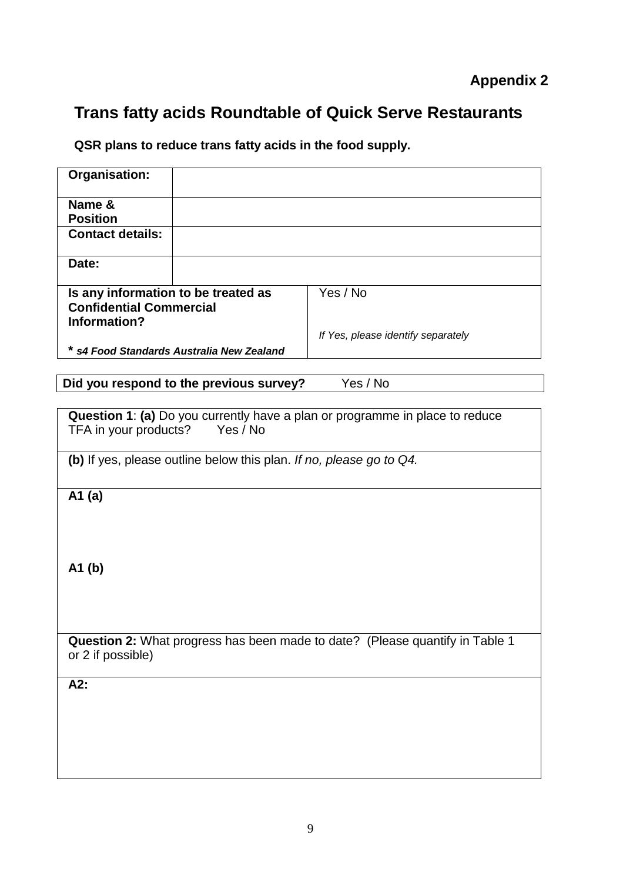**Appendix 2**

# Trans fatty acids Roundtable of Quick Serve Restaurants

**QSR plans to reduce trans fatty acids in the food supply.**

| **Organisation:** | |
|---|---|
| **Name & Position** | |
| **Contact details:** | |
| **Date:** | |
| **Is any information to be treated as Confidential Commercial Information?** <br><br> * *s4 Food Standards Australia New Zealand* | Yes / No <br><br> *If Yes, please identify separately* |

| **Did you respond to the previous survey?** Yes / No |
|---|

| **Question 1**: **(a)** Do you currently have a plan or programme in place to reduce TFA in your products? Yes / No |
|---|
| **(b)** If yes, please outline below this plan. *If no, please go to Q4.* |
| **A1 (a)** <br><br><br> **A1 (b)** |
| **Question 2:** What progress has been made to date? (Please quantify in Table 1 or 2 if possible) |
| **A2:** |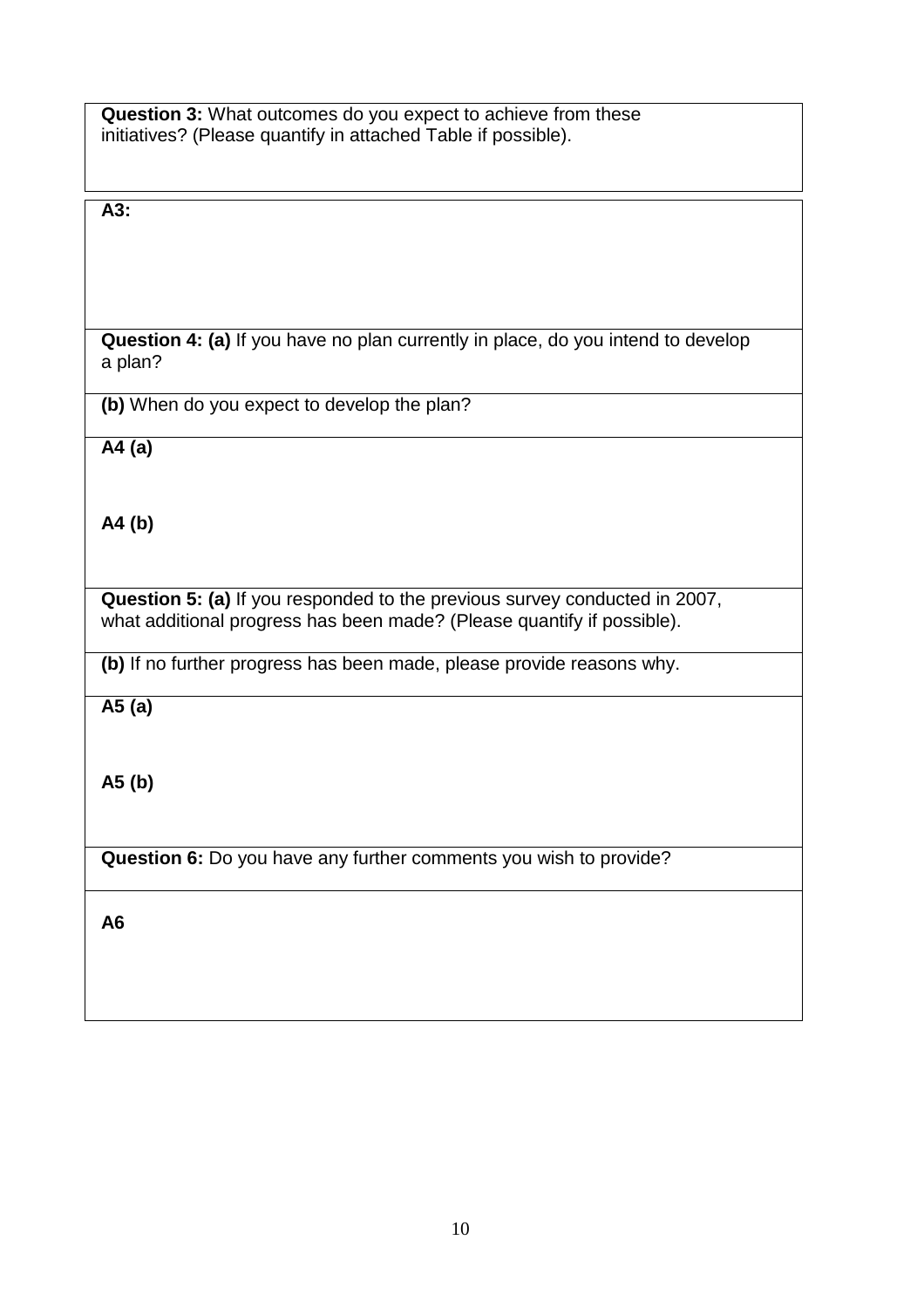**Question 3:** What outcomes do you expect to achieve from these initiatives? (Please quantify in attached Table if possible).

**A3:**

**Question 4: (a)** If you have no plan currently in place, do you intend to develop a plan?

**(b)** When do you expect to develop the plan?

**A4 (a)**

**A4 (b)**

**Question 5: (a)** If you responded to the previous survey conducted in 2007, what additional progress has been made? (Please quantify if possible).

**(b)** If no further progress has been made, please provide reasons why.

**A5 (a)**

**A5 (b)**

**Question 6:** Do you have any further comments you wish to provide?

**A6**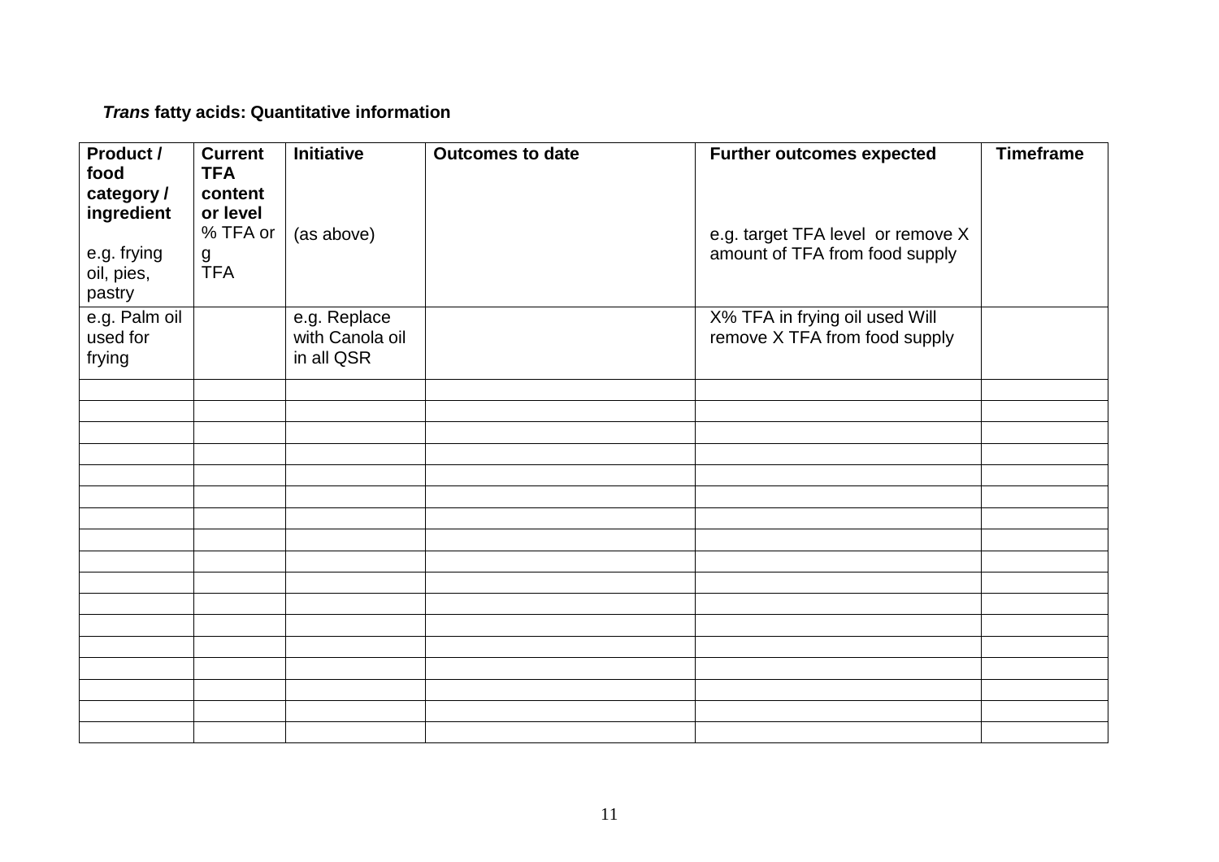***Trans* fatty acids: Quantitative information**

| **Product / food category / ingredient**<br><br>e.g. frying oil, pies, pastry | **Current TFA content or level**<br>% TFA or g TFA | **Initiative**<br><br>(as above) | **Outcomes to date** | **Further outcomes expected**<br><br>e.g. target TFA level or remove X amount of TFA from food supply | **Timeframe** |
| --- | --- | --- | --- | --- | --- |
| e.g. Palm oil used for frying | | e.g. Replace with Canola oil in all QSR | | X% TFA in frying oil used Will remove X TFA from food supply | |
| | | | | | |
| | | | | | |
| | | | | | |
| | | | | | |
| | | | | | |
| | | | | | |
| | | | | | |
| | | | | | |
| | | | | | |
| | | | | | |
| | | | | | |
| | | | | | |
| | | | | | |
| | | | | | |
| | | | | | |
| | | | | | |
| | | | | | |